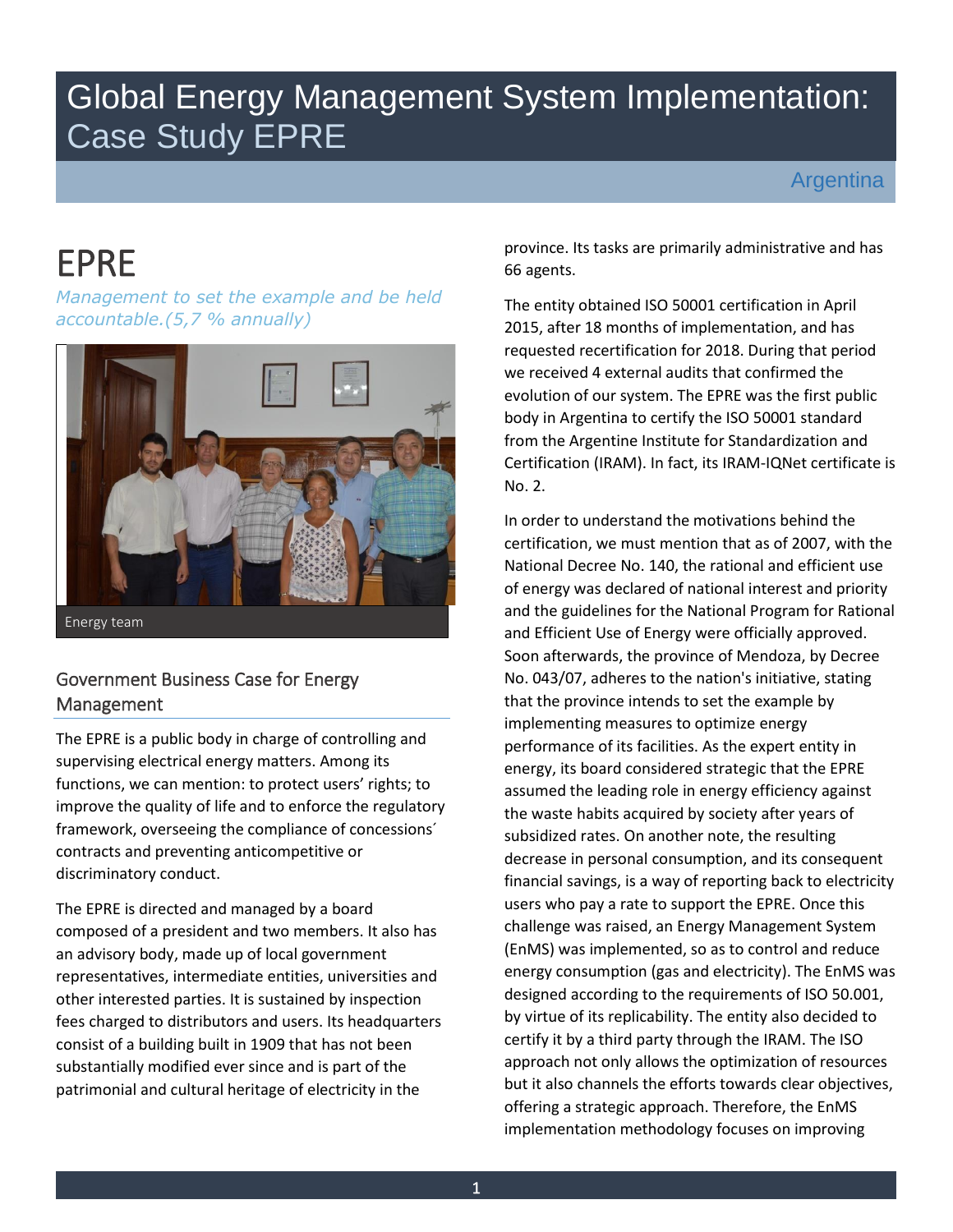# Global Energy Management System Implementation: Case Study EPRE

Argentina

# EPRE

*Management to set the example and be held accountable.(5,7 % annually)*

Energy team

## Government Business Case for Energy Management

The EPRE is a public body in charge of controlling and supervising electrical energy matters. Among its functions, we can mention: to protect users' rights; to improve the quality of life and to enforce the regulatory framework, overseeing the compliance of concessions´ contracts and preventing anticompetitive or discriminatory conduct.

The EPRE is directed and managed by a board composed of a president and two members. It also has an advisory body, made up of local government representatives, intermediate entities, universities and other interested parties. It is sustained by inspection fees charged to distributors and users. Its headquarters consist of a building built in 1909 that has not been substantially modified ever since and is part of the patrimonial and cultural heritage of electricity in the province. Its tasks are primarily administrative and has 66 agents.

The entity obtained ISO 50001 certification in April 2015, after 18 months of implementation, and has requested recertification for 2018. During that period we received 4 external audits that confirmed the evolution of our system. The EPRE was the first public body in Argentina to certify the ISO 50001 standard from the Argentine Institute for Standardization and Certification (IRAM). In fact, its IRAM-IQNet certificate is No. 2.

In order to understand the motivations behind the certification, we must mention that as of 2007, with the National Decree No. 140, the rational and efficient use of energy was declared of national interest and priority and the guidelines for the National Program for Rational and Efficient Use of Energy were officially approved. Soon afterwards, the province of Mendoza, by Decree No. 043/07, adheres to the nation's initiative, stating that the province intends to set the example by implementing measures to optimize energy performance of its facilities. As the expert entity in energy, its board considered strategic that the EPRE assumed the leading role in energy efficiency against the waste habits acquired by society after years of subsidized rates. On another note, the resulting decrease in personal consumption, and its consequent financial savings, is a way of reporting back to electricity users who pay a rate to support the EPRE. Once this challenge was raised, an Energy Management System (EnMS) was implemented, so as to control and reduce energy consumption (gas and electricity). The EnMS was designed according to the requirements of ISO 50.001, by virtue of its replicability. The entity also decided to certify it by a third party through the IRAM. The ISO approach not only allows the optimization of resources but it also channels the efforts towards clear objectives, offering a strategic approach. Therefore, the EnMS implementation methodology focuses on improving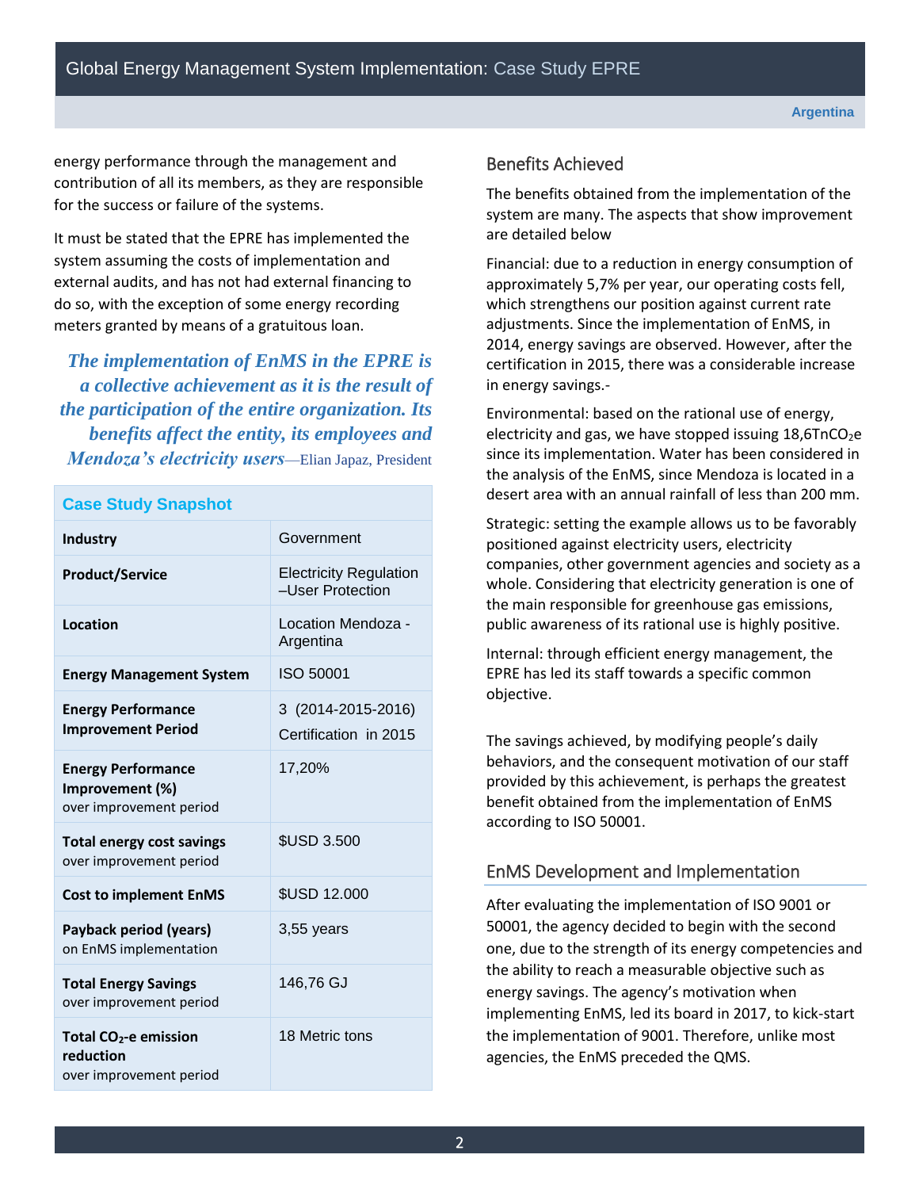energy performance through the management and contribution of all its members, as they are responsible for the success or failure of the systems.

It must be stated that the EPRE has implemented the system assuming the costs of implementation and external audits, and has not had external financing to do so, with the exception of some energy recording meters granted by means of a gratuitous loan.

> ***The implementation of EnMS in the EPRE is a collective achievement as it is the result of the participation of the entire organization. Its benefits affect the entity, its employees and Mendoza's electricity users***—Elian Japaz, President

| Case Study Snapshot | |
|---|---|
| **Industry** | Government |
| **Product/Service** | Electricity Regulation –User Protection |
| **Location** | Location Mendoza - Argentina |
| **Energy Management System** | ISO 50001 |
| **Energy Performance Improvement Period** | 3 (2014-2015-2016) Certification in 2015 |
| **Energy Performance Improvement (%)** over improvement period | 17,20% |
| **Total energy cost savings** over improvement period | $USD 3.500 |
| **Cost to implement EnMS** | $USD 12.000 |
| **Payback period (years)** on EnMS implementation | 3,55 years |
| **Total Energy Savings** over improvement period | 146,76 GJ |
| **Total $CO_2$-e emission reduction** over improvement period | 18 Metric tons |

## Benefits Achieved

The benefits obtained from the implementation of the system are many. The aspects that show improvement are detailed below

Financial: due to a reduction in energy consumption of approximately 5,7% per year, our operating costs fell, which strengthens our position against current rate adjustments. Since the implementation of EnMS, in 2014, energy savings are observed. However, after the certification in 2015, there was a considerable increase in energy savings.-

Environmental: based on the rational use of energy, electricity and gas, we have stopped issuing 18,6Tn$CO_2$e since its implementation. Water has been considered in the analysis of the EnMS, since Mendoza is located in a desert area with an annual rainfall of less than 200 mm.

Strategic: setting the example allows us to be favorably positioned against electricity users, electricity companies, other government agencies and society as a whole. Considering that electricity generation is one of the main responsible for greenhouse gas emissions, public awareness of its rational use is highly positive.

Internal: through efficient energy management, the EPRE has led its staff towards a specific common objective.

The savings achieved, by modifying people's daily behaviors, and the consequent motivation of our staff provided by this achievement, is perhaps the greatest benefit obtained from the implementation of EnMS according to ISO 50001.

## EnMS Development and Implementation

After evaluating the implementation of ISO 9001 or 50001, the agency decided to begin with the second one, due to the strength of its energy competencies and the ability to reach a measurable objective such as energy savings. The agency's motivation when implementing EnMS, led its board in 2017, to kick-start the implementation of 9001. Therefore, unlike most agencies, the EnMS preceded the QMS.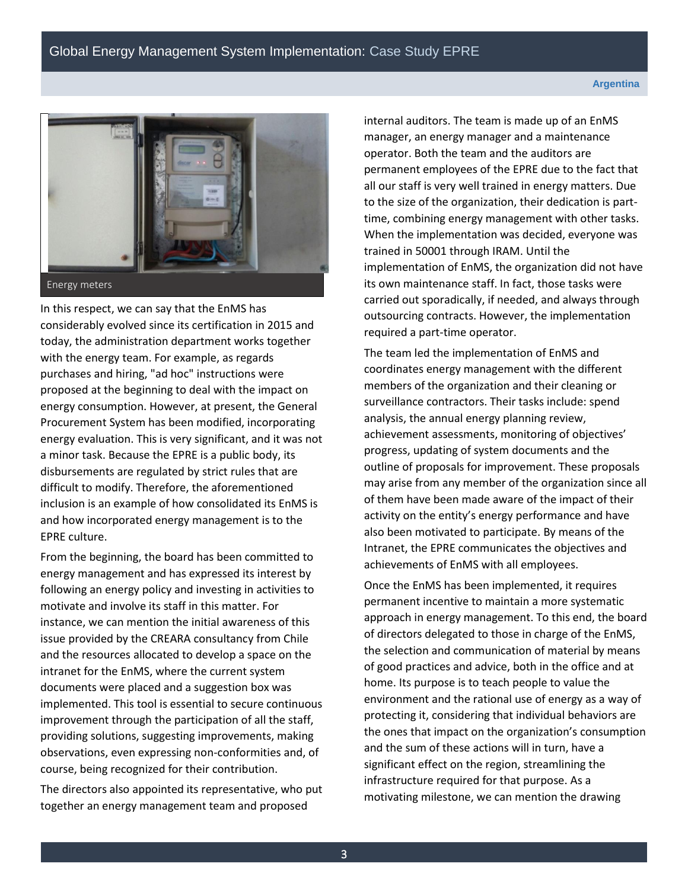Energy meters

In this respect, we can say that the EnMS has considerably evolved since its certification in 2015 and today, the administration department works together with the energy team. For example, as regards purchases and hiring, "ad hoc" instructions were proposed at the beginning to deal with the impact on energy consumption. However, at present, the General Procurement System has been modified, incorporating energy evaluation. This is very significant, and it was not a minor task. Because the EPRE is a public body, its disbursements are regulated by strict rules that are difficult to modify. Therefore, the aforementioned inclusion is an example of how consolidated its EnMS is and how incorporated energy management is to the EPRE culture.

From the beginning, the board has been committed to energy management and has expressed its interest by following an energy policy and investing in activities to motivate and involve its staff in this matter. For instance, we can mention the initial awareness of this issue provided by the CREARA consultancy from Chile and the resources allocated to develop a space on the intranet for the EnMS, where the current system documents were placed and a suggestion box was implemented. This tool is essential to secure continuous improvement through the participation of all the staff, providing solutions, suggesting improvements, making observations, even expressing non-conformities and, of course, being recognized for their contribution.

The directors also appointed its representative, who put together an energy management team and proposed internal auditors. The team is made up of an EnMS manager, an energy manager and a maintenance operator. Both the team and the auditors are permanent employees of the EPRE due to the fact that all our staff is very well trained in energy matters. Due to the size of the organization, their dedication is part-time, combining energy management with other tasks. When the implementation was decided, everyone was trained in 50001 through IRAM. Until the implementation of EnMS, the organization did not have its own maintenance staff. In fact, those tasks were carried out sporadically, if needed, and always through outsourcing contracts. However, the implementation required a part-time operator.

The team led the implementation of EnMS and coordinates energy management with the different members of the organization and their cleaning or surveillance contractors. Their tasks include: spend analysis, the annual energy planning review, achievement assessments, monitoring of objectives' progress, updating of system documents and the outline of proposals for improvement. These proposals may arise from any member of the organization since all of them have been made aware of the impact of their activity on the entity's energy performance and have also been motivated to participate. By means of the Intranet, the EPRE communicates the objectives and achievements of EnMS with all employees.

Once the EnMS has been implemented, it requires permanent incentive to maintain a more systematic approach in energy management. To this end, the board of directors delegated to those in charge of the EnMS, the selection and communication of material by means of good practices and advice, both in the office and at home. Its purpose is to teach people to value the environment and the rational use of energy as a way of protecting it, considering that individual behaviors are the ones that impact on the organization's consumption and the sum of these actions will in turn, have a significant effect on the region, streamlining the infrastructure required for that purpose. As a motivating milestone, we can mention the drawing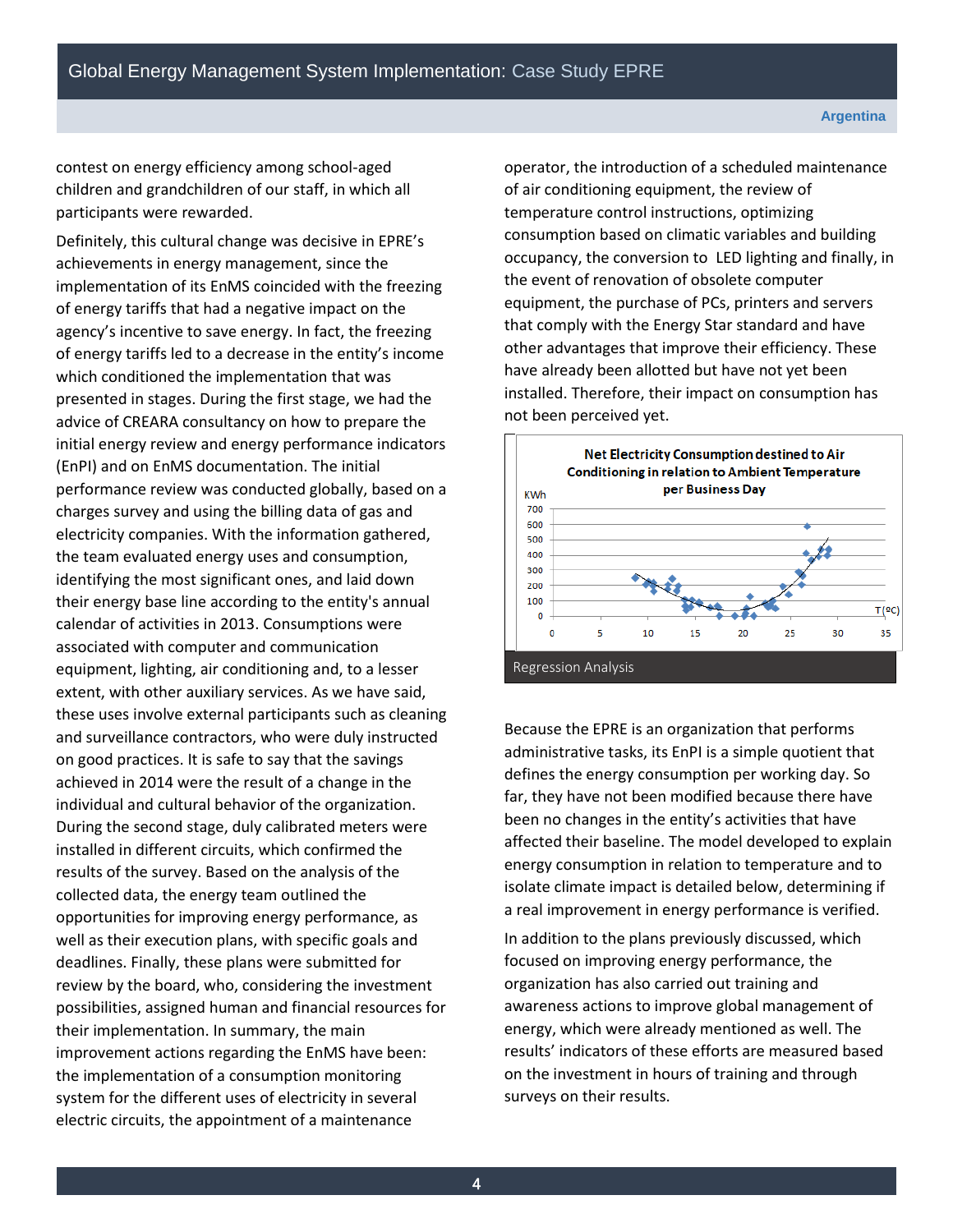contest on energy efficiency among school-aged children and grandchildren of our staff, in which all participants were rewarded.

Definitely, this cultural change was decisive in EPRE's achievements in energy management, since the implementation of its EnMS coincided with the freezing of energy tariffs that had a negative impact on the agency's incentive to save energy. In fact, the freezing of energy tariffs led to a decrease in the entity's income which conditioned the implementation that was presented in stages. During the first stage, we had the advice of CREARA consultancy on how to prepare the initial energy review and energy performance indicators (EnPI) and on EnMS documentation. The initial performance review was conducted globally, based on a charges survey and using the billing data of gas and electricity companies. With the information gathered, the team evaluated energy uses and consumption, identifying the most significant ones, and laid down their energy base line according to the entity's annual calendar of activities in 2013. Consumptions were associated with computer and communication equipment, lighting, air conditioning and, to a lesser extent, with other auxiliary services. As we have said, these uses involve external participants such as cleaning and surveillance contractors, who were duly instructed on good practices. It is safe to say that the savings achieved in 2014 were the result of a change in the individual and cultural behavior of the organization. During the second stage, duly calibrated meters were installed in different circuits, which confirmed the results of the survey. Based on the analysis of the collected data, the energy team outlined the opportunities for improving energy performance, as well as their execution plans, with specific goals and deadlines. Finally, these plans were submitted for review by the board, who, considering the investment possibilities, assigned human and financial resources for their implementation. In summary, the main improvement actions regarding the EnMS have been: the implementation of a consumption monitoring system for the different uses of electricity in several electric circuits, the appointment of a maintenance operator, the introduction of a scheduled maintenance of air conditioning equipment, the review of temperature control instructions, optimizing consumption based on climatic variables and building occupancy, the conversion to LED lighting and finally, in the event of renovation of obsolete computer equipment, the purchase of PCs, printers and servers that comply with the Energy Star standard and have other advantages that improve their efficiency. These have already been allotted but have not yet been installed. Therefore, their impact on consumption has not been perceived yet.

**Net Electricity Consumption destined to Air Conditioning in relation to Ambient Temperature per Business Day**

KWh

700
600
500
400
300
200
100
0

0 5 10 15 20 25 30 35

T(ºC)

Regression Analysis

Because the EPRE is an organization that performs administrative tasks, its EnPI is a simple quotient that defines the energy consumption per working day. So far, they have not been modified because there have been no changes in the entity's activities that have affected their baseline. The model developed to explain energy consumption in relation to temperature and to isolate climate impact is detailed below, determining if a real improvement in energy performance is verified.

In addition to the plans previously discussed, which focused on improving energy performance, the organization has also carried out training and awareness actions to improve global management of energy, which were already mentioned as well. The results' indicators of these efforts are measured based on the investment in hours of training and through surveys on their results.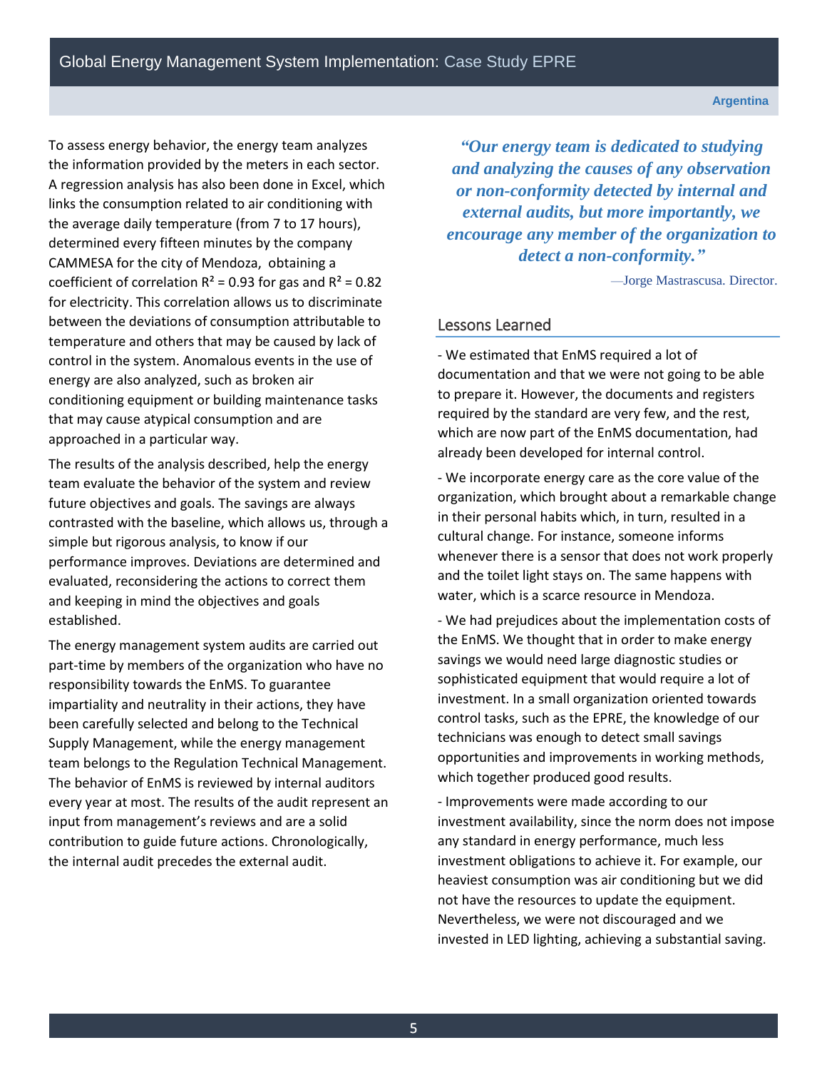To assess energy behavior, the energy team analyzes the information provided by the meters in each sector. A regression analysis has also been done in Excel, which links the consumption related to air conditioning with the average daily temperature (from 7 to 17 hours), determined every fifteen minutes by the company CAMMESA for the city of Mendoza, obtaining a coefficient of correlation $R^2 = 0.93$ for gas and $R^2 = 0.82$ for electricity. This correlation allows us to discriminate between the deviations of consumption attributable to temperature and others that may be caused by lack of control in the system. Anomalous events in the use of energy are also analyzed, such as broken air conditioning equipment or building maintenance tasks that may cause atypical consumption and are approached in a particular way.

The results of the analysis described, help the energy team evaluate the behavior of the system and review future objectives and goals. The savings are always contrasted with the baseline, which allows us, through a simple but rigorous analysis, to know if our performance improves. Deviations are determined and evaluated, reconsidering the actions to correct them and keeping in mind the objectives and goals established.

The energy management system audits are carried out part-time by members of the organization who have no responsibility towards the EnMS. To guarantee impartiality and neutrality in their actions, they have been carefully selected and belong to the Technical Supply Management, while the energy management team belongs to the Regulation Technical Management. The behavior of EnMS is reviewed by internal auditors every year at most. The results of the audit represent an input from management's reviews and are a solid contribution to guide future actions. Chronologically, the internal audit precedes the external audit.

> ***"Our energy team is dedicated to studying and analyzing the causes of any observation or non-conformity detected by internal and external audits, but more importantly, we encourage any member of the organization to detect a non-conformity."***
>
> —Jorge Mastrascusa. Director.

## Lessons Learned

- We estimated that EnMS required a lot of documentation and that we were not going to be able to prepare it. However, the documents and registers required by the standard are very few, and the rest, which are now part of the EnMS documentation, had already been developed for internal control.

- We incorporate energy care as the core value of the organization, which brought about a remarkable change in their personal habits which, in turn, resulted in a cultural change. For instance, someone informs whenever there is a sensor that does not work properly and the toilet light stays on. The same happens with water, which is a scarce resource in Mendoza.

- We had prejudices about the implementation costs of the EnMS. We thought that in order to make energy savings we would need large diagnostic studies or sophisticated equipment that would require a lot of investment. In a small organization oriented towards control tasks, such as the EPRE, the knowledge of our technicians was enough to detect small savings opportunities and improvements in working methods, which together produced good results.

- Improvements were made according to our investment availability, since the norm does not impose any standard in energy performance, much less investment obligations to achieve it. For example, our heaviest consumption was air conditioning but we did not have the resources to update the equipment. Nevertheless, we were not discouraged and we invested in LED lighting, achieving a substantial saving.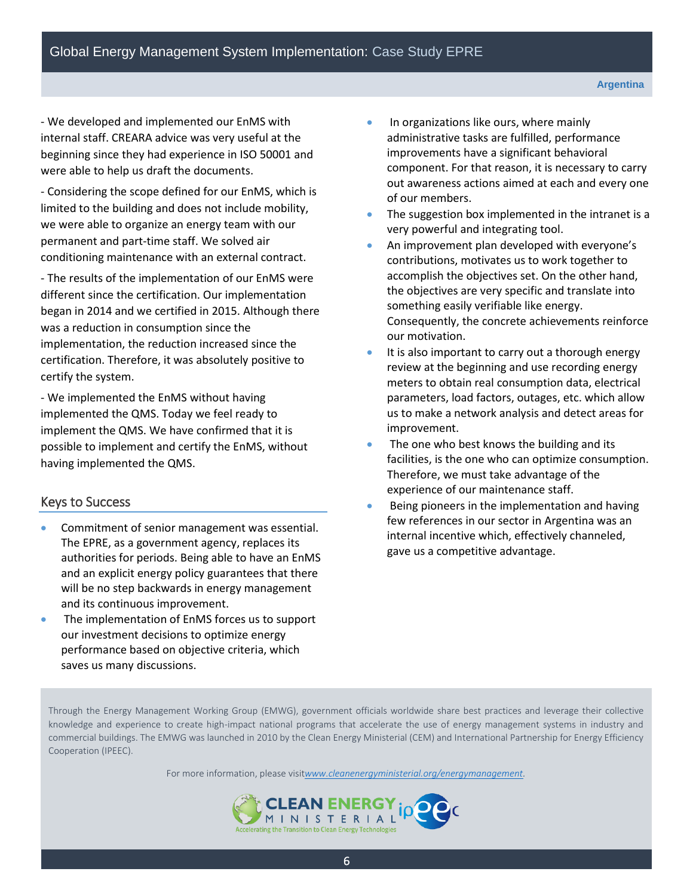- We developed and implemented our EnMS with internal staff. CREARA advice was very useful at the beginning since they had experience in ISO 50001 and were able to help us draft the documents.

- Considering the scope defined for our EnMS, which is limited to the building and does not include mobility, we were able to organize an energy team with our permanent and part-time staff. We solved air conditioning maintenance with an external contract.

- The results of the implementation of our EnMS were different since the certification. Our implementation began in 2014 and we certified in 2015. Although there was a reduction in consumption since the implementation, the reduction increased since the certification. Therefore, it was absolutely positive to certify the system.

- We implemented the EnMS without having implemented the QMS. Today we feel ready to implement the QMS. We have confirmed that it is possible to implement and certify the EnMS, without having implemented the QMS.

## Keys to Success

- Commitment of senior management was essential. The EPRE, as a government agency, replaces its authorities for periods. Being able to have an EnMS and an explicit energy policy guarantees that there will be no step backwards in energy management and its continuous improvement.
- The implementation of EnMS forces us to support our investment decisions to optimize energy performance based on objective criteria, which saves us many discussions.
- In organizations like ours, where mainly administrative tasks are fulfilled, performance improvements have a significant behavioral component. For that reason, it is necessary to carry out awareness actions aimed at each and every one of our members.
- The suggestion box implemented in the intranet is a very powerful and integrating tool.
- An improvement plan developed with everyone's contributions, motivates us to work together to accomplish the objectives set. On the other hand, the objectives are very specific and translate into something easily verifiable like energy. Consequently, the concrete achievements reinforce our motivation.
- It is also important to carry out a thorough energy review at the beginning and use recording energy meters to obtain real consumption data, electrical parameters, load factors, outages, etc. which allow us to make a network analysis and detect areas for improvement.
- The one who best knows the building and its facilities, is the one who can optimize consumption. Therefore, we must take advantage of the experience of our maintenance staff.
- Being pioneers in the implementation and having few references in our sector in Argentina was an internal incentive which, effectively channeled, gave us a competitive advantage.

Through the Energy Management Working Group (EMWG), government officials worldwide share best practices and leverage their collective knowledge and experience to create high-impact national programs that accelerate the use of energy management systems in industry and commercial buildings. The EMWG was launched in 2010 by the Clean Energy Ministerial (CEM) and International Partnership for Energy Efficiency Cooperation (IPEEC).

For more information, please visit *www.cleanenergyministerial.org/energymanagement*.

CLEAN ENERGY MINISTERIAL Accelerating the Transition to Clean Energy Technologies ipeec